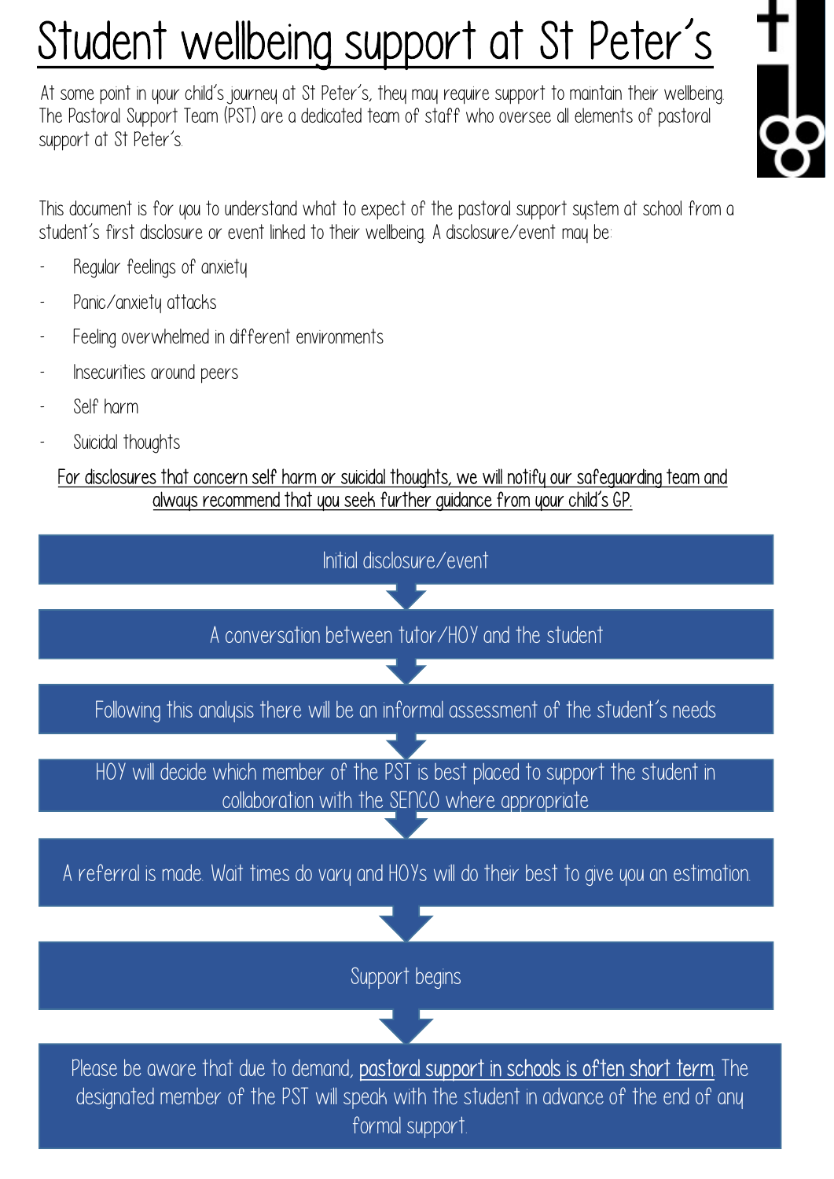# Student wellbeing support at St Peter's

At some point in your child's journey at St Peter's, they may require support to maintain their wellbeing. The Pastoral Support Team (PST) are a dedicated team of staff who oversee all elements of pastoral support at St Peter's.

This document is for you to understand what to expect of the pastoral support system at school from a student's first disclosure or event linked to their wellbeing. A disclosure/event may be:

- Regular feelings of anxiety
- Panic/anxiety attacks
- Feeling overwhelmed in different environments
- Insecurities around peers
- Self harm
- Suicidal thoughts

<u>For disclosures that concern self harm or suicidal thoughts, we will notify our safeguarding team and always recommend that you seek further guidance from your child's GP.</u>

Initial disclosure/event

↓

A conversation between tutor/HOY and the student

↓

Following this analysis there will be an informal assessment of the student's needs

↓

HOY will decide which member of the PST is best placed to support the student in collaboration with the SENCO where appropriate

↓

A referral is made. Wait times do vary and HOYs will do their best to give you an estimation.

↓

Support begins

↓

Please be aware that due to demand, <u>pastoral support in schools is often short term</u>. The designated member of the PST will speak with the student in advance of the end of any formal support.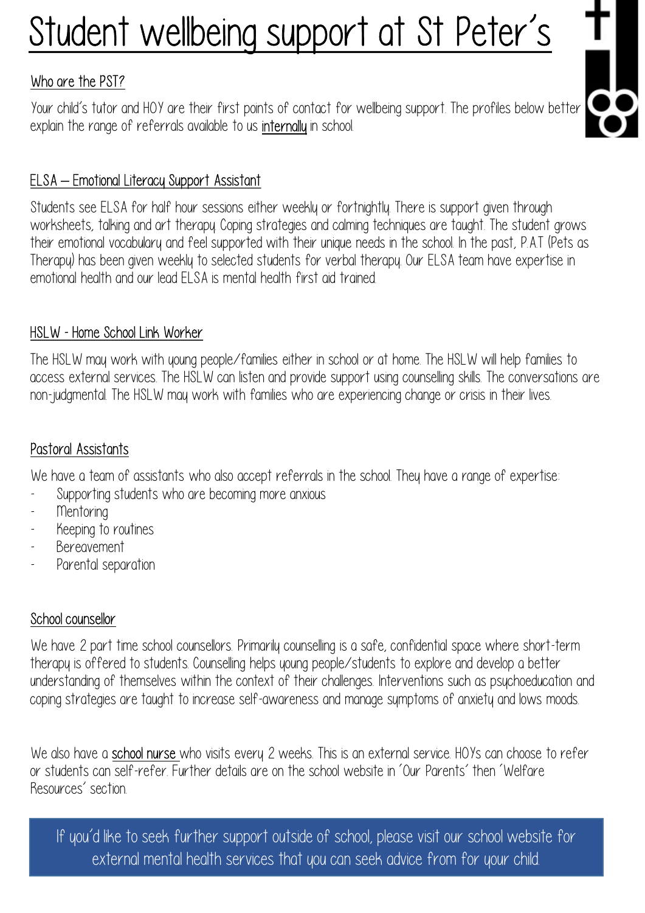# Student wellbeing support at St Peter's

## Who are the PST?

Your child's tutor and HOY are their first points of contact for wellbeing support. The profiles below better explain the range of referrals available to us internally in school.

## ELSA – Emotional Literacy Support Assistant

Students see ELSA for half hour sessions either weekly or fortnightly. There is support given through worksheets, talking and art therapy. Coping strategies and calming techniques are taught. The student grows their emotional vocabulary and feel supported with their unique needs in the school. In the past, P.A.T (Pets as Therapy) has been given weekly to selected students for verbal therapy. Our ELSA team have expertise in emotional health and our lead ELSA is mental health first aid trained.

## HSLW - Home School Link Worker

The HSLW may work with young people/families either in school or at home. The HSLW will help families to access external services. The HSLW can listen and provide support using counselling skills. The conversations are non-judgmental. The HSLW may work with families who are experiencing change or crisis in their lives.

## Pastoral Assistants

We have a team of assistants who also accept referrals in the school. They have a range of expertise:

- Supporting students who are becoming more anxious
- Mentoring
- Keeping to routines
- Bereavement
- Parental separation

## School counsellor

We have 2 part time school counsellors. Primarily counselling is a safe, confidential space where short-term therapy is offered to students. Counselling helps young people/students to explore and develop a better understanding of themselves within the context of their challenges. Interventions such as psychoeducation and coping strategies are taught to increase self-awareness and manage symptoms of anxiety and lows moods.

We also have a **school nurse** who visits every 2 weeks. This is an external service. HOYs can choose to refer or students can self-refer. Further details are on the school website in 'Our Parents' then 'Welfare Resources' section.

If you'd like to seek further support outside of school, please visit our school website for external mental health services that you can seek advice from for your child.